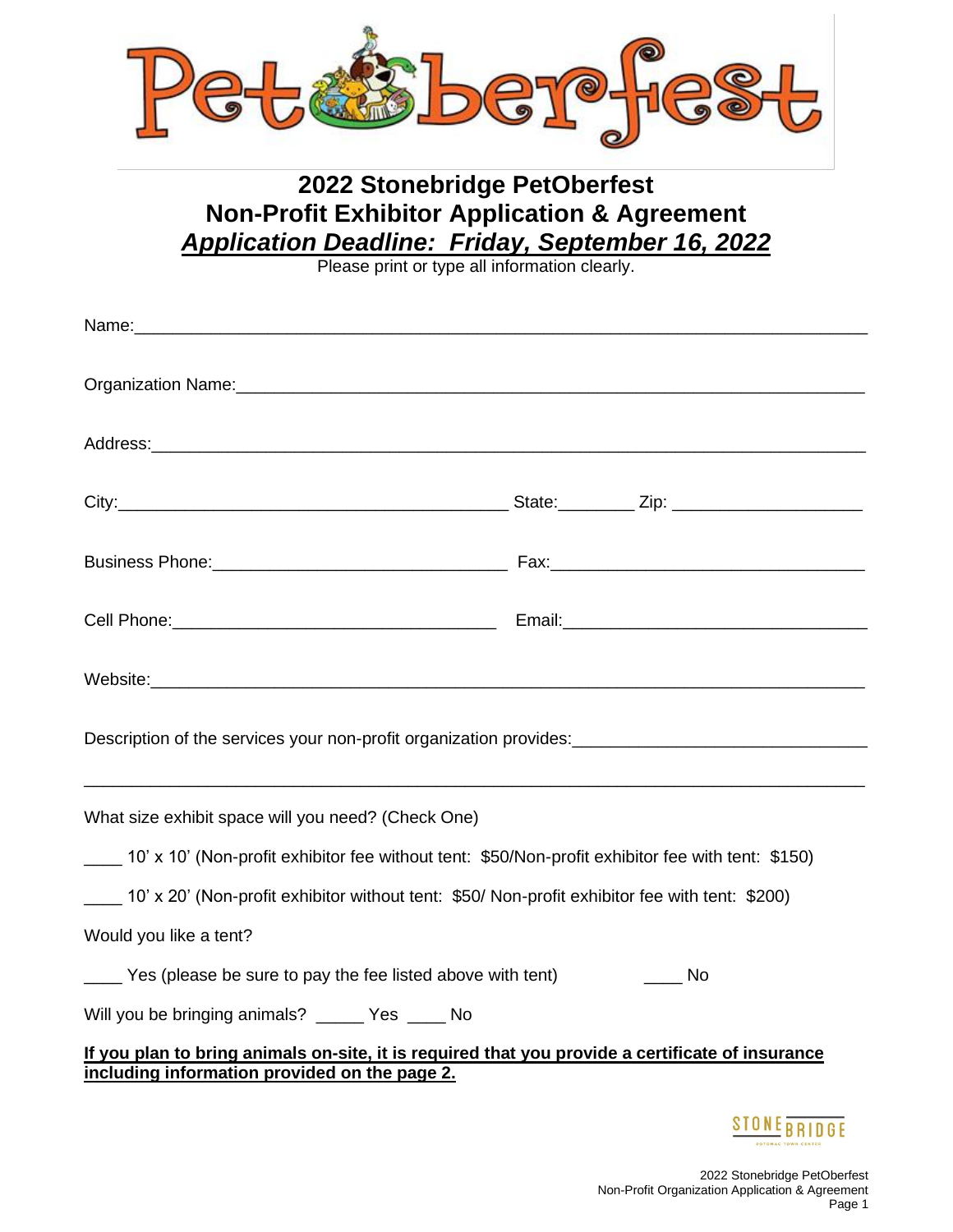# 2022 Stonebridge PetOberfest
# Non-Profit Exhibitor Application & Agreement
## ***Application Deadline: Friday, September 16, 2022***

Please print or type all information clearly.

Name:_______________________________________________________________________

Organization Name:_______________________________________________________________

Address:_____________________________________________________________________

City:_________________________________________ State:________ Zip: ___________________

Business Phone:______________________________ Fax:________________________________

Cell Phone:__________________________________ Email:_______________________________

Website:_____________________________________________________________________

Description of the services your non-profit organization provides:_____________________________

_____________________________________________________________________________

What size exhibit space will you need? (Check One)

____ 10' x 10' (Non-profit exhibitor fee without tent: $50/Non-profit exhibitor fee with tent: $150)

____ 10' x 20' (Non-profit exhibitor without tent: $50/ Non-profit exhibitor fee with tent: $200)

Would you like a tent?

____ Yes (please be sure to pay the fee listed above with tent) ____ No

Will you be bringing animals? _____ Yes ____ No

**If you plan to bring animals on-site, it is required that you provide a certificate of insurance including information provided on the page 2.**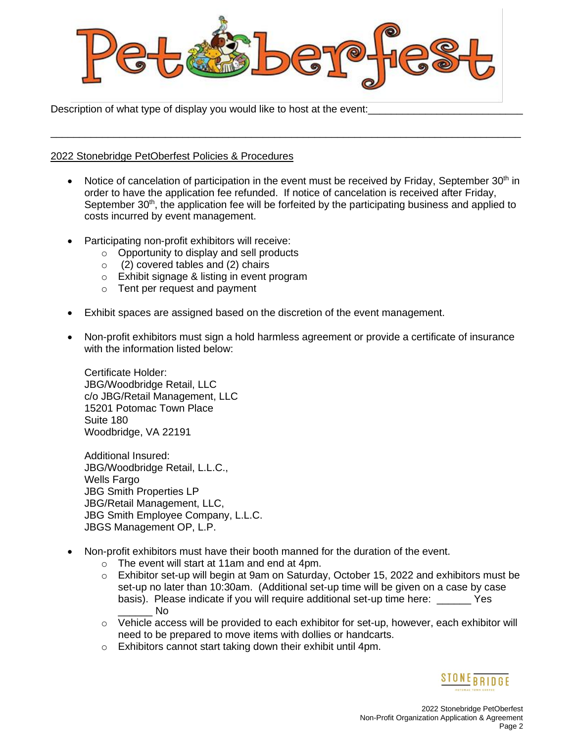Description of what type of display you would like to host at the event:___________________________

_______________________________________________________________________________

2022 Stonebridge PetOberfest Policies & Procedures

- Notice of cancelation of participation in the event must be received by Friday, September 30th in order to have the application fee refunded. If notice of cancelation is received after Friday, September 30th, the application fee will be forfeited by the participating business and applied to costs incurred by event management.

- Participating non-profit exhibitors will receive:
  - Opportunity to display and sell products
  - (2) covered tables and (2) chairs
  - Exhibit signage & listing in event program
  - Tent per request and payment

- Exhibit spaces are assigned based on the discretion of the event management.

- Non-profit exhibitors must sign a hold harmless agreement or provide a certificate of insurance with the information listed below:

  Certificate Holder:
  JBG/Woodbridge Retail, LLC
  c/o JBG/Retail Management, LLC
  15201 Potomac Town Place
  Suite 180
  Woodbridge, VA 22191

  Additional Insured:
  JBG/Woodbridge Retail, L.L.C.,
  Wells Fargo
  JBG Smith Properties LP
  JBG/Retail Management, LLC,
  JBG Smith Employee Company, L.L.C.
  JBGS Management OP, L.P.

- Non-profit exhibitors must have their booth manned for the duration of the event.
  - The event will start at 11am and end at 4pm.
  - Exhibitor set-up will begin at 9am on Saturday, October 15, 2022 and exhibitors must be set-up no later than 10:30am. (Additional set-up time will be given on a case by case basis). Please indicate if you will require additional set-up time here: ______ Yes ______ No
  - Vehicle access will be provided to each exhibitor for set-up, however, each exhibitor will need to be prepared to move items with dollies or handcarts.
  - Exhibitors cannot start taking down their exhibit until 4pm.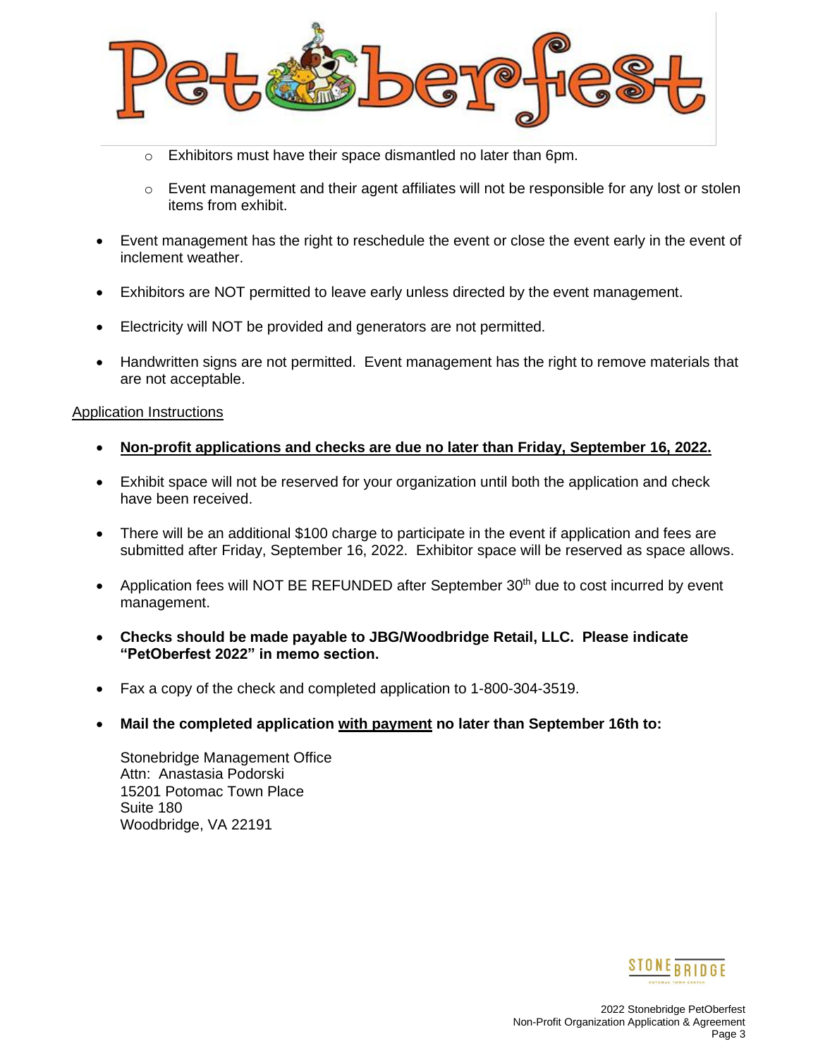- Exhibitors must have their space dismantled no later than 6pm.

- Event management and their agent affiliates will not be responsible for any lost or stolen items from exhibit.

- Event management has the right to reschedule the event or close the event early in the event of inclement weather.

- Exhibitors are NOT permitted to leave early unless directed by the event management.

- Electricity will NOT be provided and generators are not permitted.

- Handwritten signs are not permitted. Event management has the right to remove materials that are not acceptable.

Application Instructions

- **Non-profit applications and checks are due no later than Friday, September 16, 2022.**

- Exhibit space will not be reserved for your organization until both the application and check have been received.

- There will be an additional $100 charge to participate in the event if application and fees are submitted after Friday, September 16, 2022. Exhibitor space will be reserved as space allows.

- Application fees will NOT BE REFUNDED after September 30th due to cost incurred by event management.

- **Checks should be made payable to JBG/Woodbridge Retail, LLC. Please indicate "PetOberfest 2022" in memo section.**

- Fax a copy of the check and completed application to 1-800-304-3519.

- **Mail the completed application with payment no later than September 16th to:**

  Stonebridge Management Office
  Attn: Anastasia Podorski
  15201 Potomac Town Place
  Suite 180
  Woodbridge, VA 22191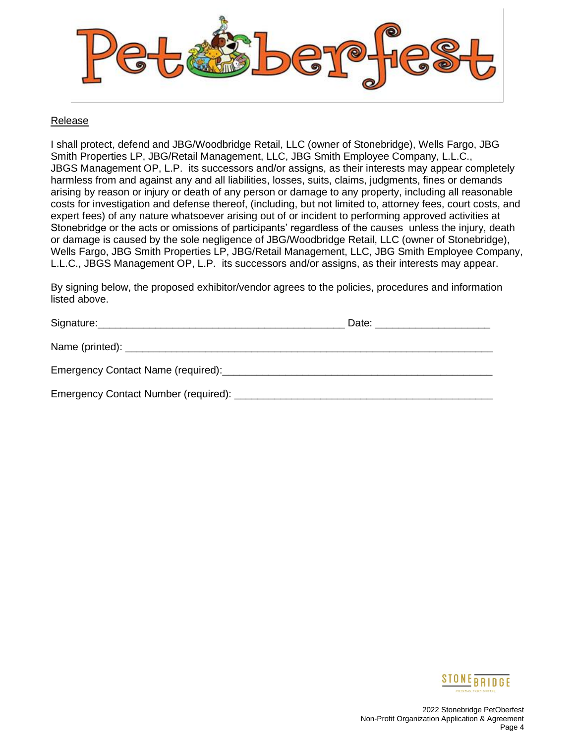Release

I shall protect, defend and JBG/Woodbridge Retail, LLC (owner of Stonebridge), Wells Fargo, JBG Smith Properties LP, JBG/Retail Management, LLC, JBG Smith Employee Company, L.L.C., JBGS Management OP, L.P. its successors and/or assigns, as their interests may appear completely harmless from and against any and all liabilities, losses, suits, claims, judgments, fines or demands arising by reason or injury or death of any person or damage to any property, including all reasonable costs for investigation and defense thereof, (including, but not limited to, attorney fees, court costs, and expert fees) of any nature whatsoever arising out of or incident to performing approved activities at Stonebridge or the acts or omissions of participants' regardless of the causes unless the injury, death or damage is caused by the sole negligence of JBG/Woodbridge Retail, LLC (owner of Stonebridge), Wells Fargo, JBG Smith Properties LP, JBG/Retail Management, LLC, JBG Smith Employee Company, L.L.C., JBGS Management OP, L.P. its successors and/or assigns, as their interests may appear.

By signing below, the proposed exhibitor/vendor agrees to the policies, procedures and information listed above.

Signature:_____________________________________________ Date: ____________________

Name (printed): __________________________________________________________________

Emergency Contact Name (required):_________________________________________________

Emergency Contact Number (required): ______________________________________________

2022 Stonebridge PetOberfest
Non-Profit Organization Application & Agreement